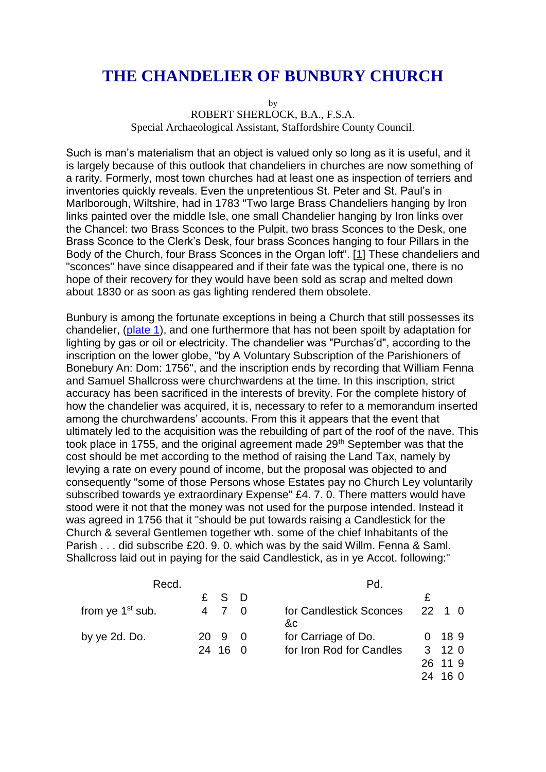# THE CHANDELIER OF BUNBURY CHURCH

by

ROBERT SHERLOCK, B.A., F.S.A.
Special Archaeological Assistant, Staffordshire County Council.

Such is man's materialism that an object is valued only so long as it is useful, and it is largely because of this outlook that chandeliers in churches are now something of a rarity. Formerly, most town churches had at least one as inspection of terriers and inventories quickly reveals. Even the unpretentious St. Peter and St. Paul's in Marlborough, Wiltshire, had in 1783 "Two large Brass Chandeliers hanging by Iron links painted over the middle Isle, one small Chandelier hanging by Iron links over the Chancel: two Brass Sconces to the Pulpit, two brass Sconces to the Desk, one Brass Sconce to the Clerk's Desk, four brass Sconces hanging to four Pillars in the Body of the Church, four Brass Sconces in the Organ loft". [1] These chandeliers and "sconces" have since disappeared and if their fate was the typical one, there is no hope of their recovery for they would have been sold as scrap and melted down about 1830 or as soon as gas lighting rendered them obsolete.

Bunbury is among the fortunate exceptions in being a Church that still possesses its chandelier, (plate 1), and one furthermore that has not been spoilt by adaptation for lighting by gas or oil or electricity. The chandelier was "Purchas'd", according to the inscription on the lower globe, "by A Voluntary Subscription of the Parishioners of Bonebury An: Dom: 1756", and the inscription ends by recording that William Fenna and Samuel Shallcross were churchwardens at the time. In this inscription, strict accuracy has been sacrificed in the interests of brevity. For the complete history of how the chandelier was acquired, it is, necessary to refer to a memorandum inserted among the churchwardens' accounts. From this it appears that the event that ultimately led to the acquisition was the rebuilding of part of the roof of the nave. This took place in 1755, and the original agreement made 29th September was that the cost should be met according to the method of raising the Land Tax, namely by levying a rate on every pound of income, but the proposal was objected to and consequently "some of those Persons whose Estates pay no Church Ley voluntarily subscribed towards ye extraordinary Expense" £4. 7. 0. There matters would have stood were it not that the money was not used for the purpose intended. Instead it was agreed in 1756 that it "should be put towards raising a Candlestick for the Church & several Gentlemen together wth. some of the chief Inhabitants of the Parish . . . did subscribe £20. 9. 0. which was by the said Willm. Fenna & Saml. Shallcross laid out in paying for the said Candlestick, as in ye Accot. following:"

| Recd. | | Pd. | |
|---|---|---|---|
| | £ S D | | £ |
| from ye 1st sub. | 4 7 0 | for Candlestick Sconces &c | 22 1 0 |
| by ye 2d. Do. | 20 9 0 | for Carriage of Do. | 0 18 9 |
| | 24 16 0 | for Iron Rod for Candles | 3 12 0 |
| | | | 26 11 9 |
| | | | 24 16 0 |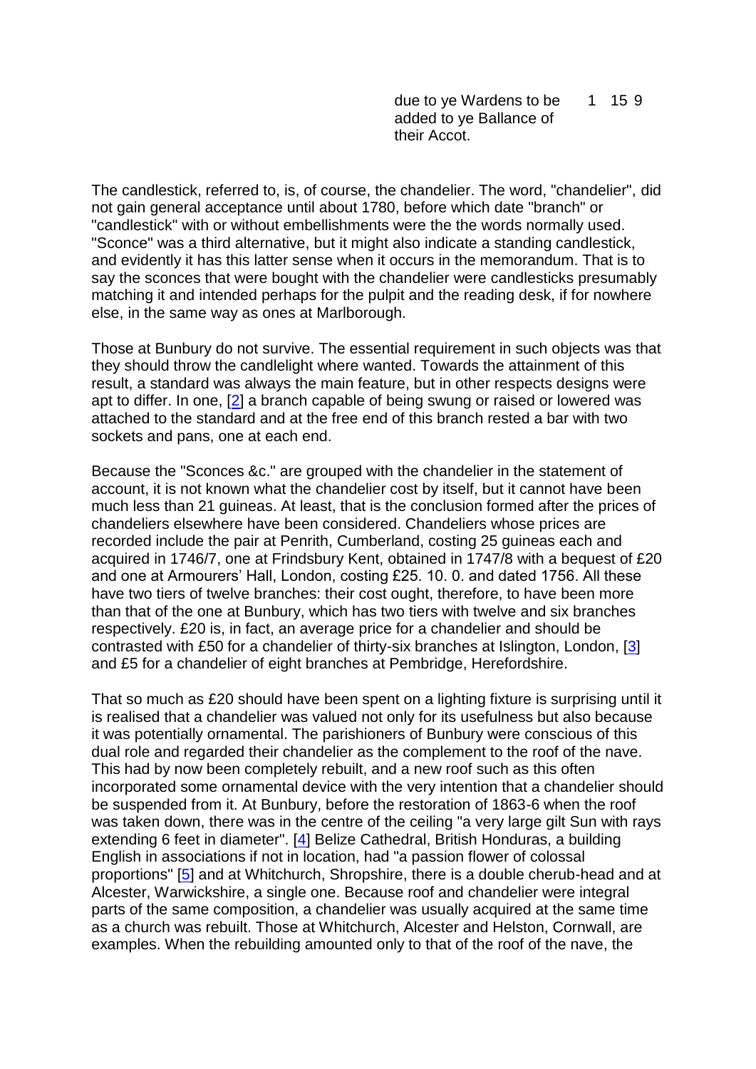| | |
|---|---|
| due to ye Wardens to be added to ye Ballance of their Accot. | 1 15 9 |

The candlestick, referred to, is, of course, the chandelier. The word, "chandelier", did not gain general acceptance until about 1780, before which date "branch" or "candlestick" with or without embellishments were the the words normally used. "Sconce" was a third alternative, but it might also indicate a standing candlestick, and evidently it has this latter sense when it occurs in the memorandum. That is to say the sconces that were bought with the chandelier were candlesticks presumably matching it and intended perhaps for the pulpit and the reading desk, if for nowhere else, in the same way as ones at Marlborough.

Those at Bunbury do not survive. The essential requirement in such objects was that they should throw the candlelight where wanted. Towards the attainment of this result, a standard was always the main feature, but in other respects designs were apt to differ. In one, [2] a branch capable of being swung or raised or lowered was attached to the standard and at the free end of this branch rested a bar with two sockets and pans, one at each end.

Because the "Sconces &c." are grouped with the chandelier in the statement of account, it is not known what the chandelier cost by itself, but it cannot have been much less than 21 guineas. At least, that is the conclusion formed after the prices of chandeliers elsewhere have been considered. Chandeliers whose prices are recorded include the pair at Penrith, Cumberland, costing 25 guineas each and acquired in 1746/7, one at Frindsbury Kent, obtained in 1747/8 with a bequest of £20 and one at Armourers' Hall, London, costing £25. 10. 0. and dated 1756. All these have two tiers of twelve branches: their cost ought, therefore, to have been more than that of the one at Bunbury, which has two tiers with twelve and six branches respectively. £20 is, in fact, an average price for a chandelier and should be contrasted with £50 for a chandelier of thirty-six branches at Islington, London, [3] and £5 for a chandelier of eight branches at Pembridge, Herefordshire.

That so much as £20 should have been spent on a lighting fixture is surprising until it is realised that a chandelier was valued not only for its usefulness but also because it was potentially ornamental. The parishioners of Bunbury were conscious of this dual role and regarded their chandelier as the complement to the roof of the nave. This had by now been completely rebuilt, and a new roof such as this often incorporated some ornamental device with the very intention that a chandelier should be suspended from it. At Bunbury, before the restoration of 1863-6 when the roof was taken down, there was in the centre of the ceiling "a very large gilt Sun with rays extending 6 feet in diameter". [4] Belize Cathedral, British Honduras, a building English in associations if not in location, had "a passion flower of colossal proportions" [5] and at Whitchurch, Shropshire, there is a double cherub-head and at Alcester, Warwickshire, a single one. Because roof and chandelier were integral parts of the same composition, a chandelier was usually acquired at the same time as a church was rebuilt. Those at Whitchurch, Alcester and Helston, Cornwall, are examples. When the rebuilding amounted only to that of the roof of the nave, the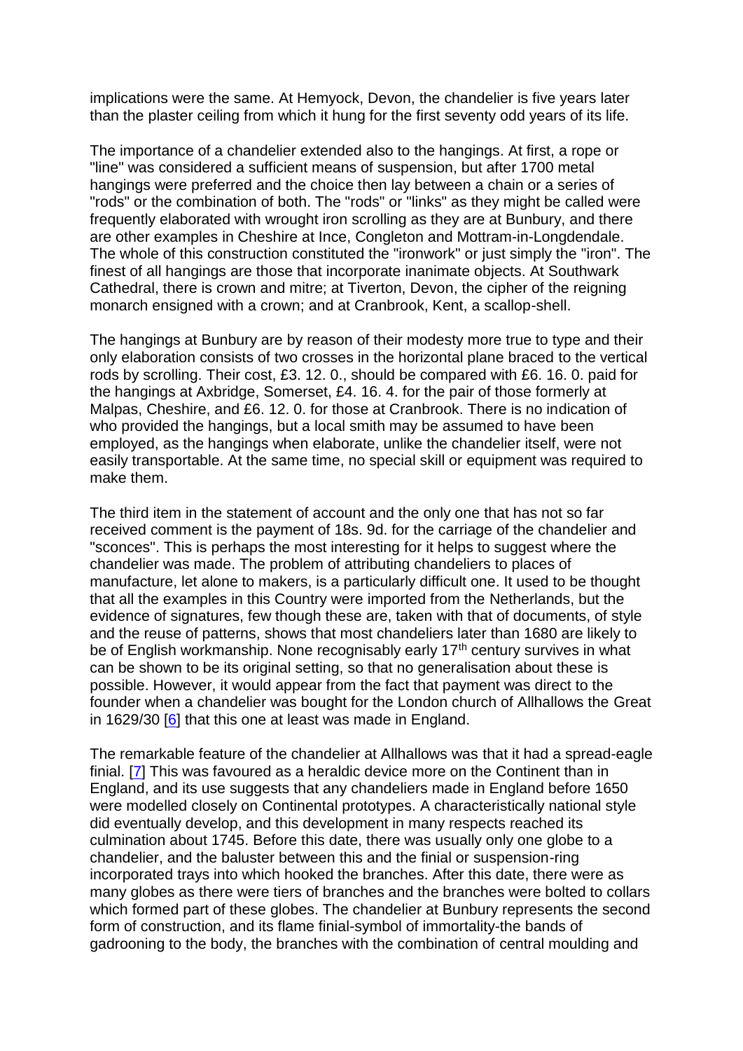implications were the same. At Hemyock, Devon, the chandelier is five years later than the plaster ceiling from which it hung for the first seventy odd years of its life.

The importance of a chandelier extended also to the hangings. At first, a rope or "line" was considered a sufficient means of suspension, but after 1700 metal hangings were preferred and the choice then lay between a chain or a series of "rods" or the combination of both. The "rods" or "links" as they might be called were frequently elaborated with wrought iron scrolling as they are at Bunbury, and there are other examples in Cheshire at Ince, Congleton and Mottram-in-Longdendale. The whole of this construction constituted the "ironwork" or just simply the "iron". The finest of all hangings are those that incorporate inanimate objects. At Southwark Cathedral, there is crown and mitre; at Tiverton, Devon, the cipher of the reigning monarch ensigned with a crown; and at Cranbrook, Kent, a scallop-shell.

The hangings at Bunbury are by reason of their modesty more true to type and their only elaboration consists of two crosses in the horizontal plane braced to the vertical rods by scrolling. Their cost, £3. 12. 0., should be compared with £6. 16. 0. paid for the hangings at Axbridge, Somerset, £4. 16. 4. for the pair of those formerly at Malpas, Cheshire, and £6. 12. 0. for those at Cranbrook. There is no indication of who provided the hangings, but a local smith may be assumed to have been employed, as the hangings when elaborate, unlike the chandelier itself, were not easily transportable. At the same time, no special skill or equipment was required to make them.

The third item in the statement of account and the only one that has not so far received comment is the payment of 18s. 9d. for the carriage of the chandelier and "sconces". This is perhaps the most interesting for it helps to suggest where the chandelier was made. The problem of attributing chandeliers to places of manufacture, let alone to makers, is a particularly difficult one. It used to be thought that all the examples in this Country were imported from the Netherlands, but the evidence of signatures, few though these are, taken with that of documents, of style and the reuse of patterns, shows that most chandeliers later than 1680 are likely to be of English workmanship. None recognisably early 17th century survives in what can be shown to be its original setting, so that no generalisation about these is possible. However, it would appear from the fact that payment was direct to the founder when a chandelier was bought for the London church of Allhallows the Great in 1629/30 [6] that this one at least was made in England.

The remarkable feature of the chandelier at Allhallows was that it had a spread-eagle finial. [7] This was favoured as a heraldic device more on the Continent than in England, and its use suggests that any chandeliers made in England before 1650 were modelled closely on Continental prototypes. A characteristically national style did eventually develop, and this development in many respects reached its culmination about 1745. Before this date, there was usually only one globe to a chandelier, and the baluster between this and the finial or suspension-ring incorporated trays into which hooked the branches. After this date, there were as many globes as there were tiers of branches and the branches were bolted to collars which formed part of these globes. The chandelier at Bunbury represents the second form of construction, and its flame finial-symbol of immortality-the bands of gadrooning to the body, the branches with the combination of central moulding and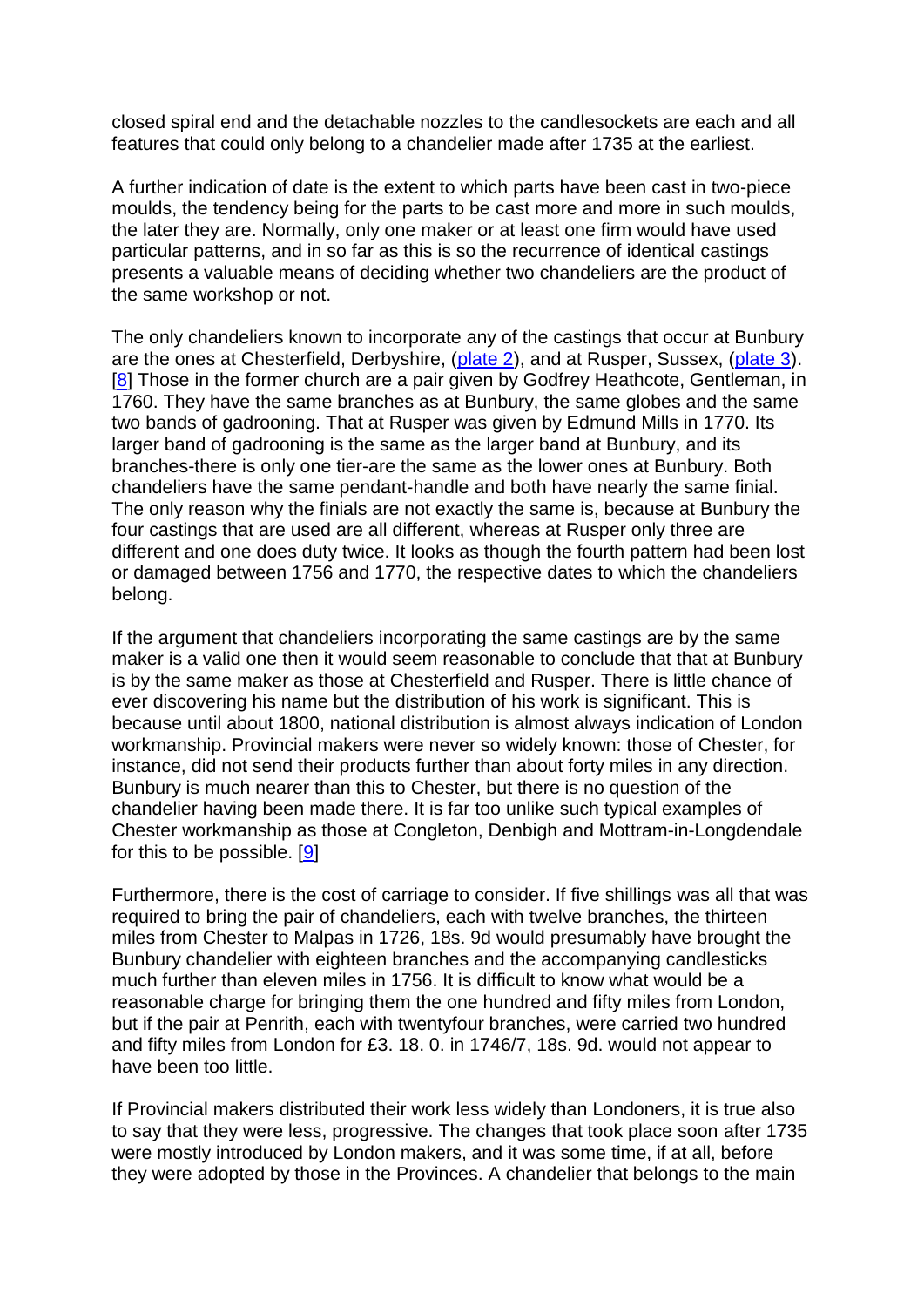closed spiral end and the detachable nozzles to the candlesockets are each and all features that could only belong to a chandelier made after 1735 at the earliest.

A further indication of date is the extent to which parts have been cast in two-piece moulds, the tendency being for the parts to be cast more and more in such moulds, the later they are. Normally, only one maker or at least one firm would have used particular patterns, and in so far as this is so the recurrence of identical castings presents a valuable means of deciding whether two chandeliers are the product of the same workshop or not.

The only chandeliers known to incorporate any of the castings that occur at Bunbury are the ones at Chesterfield, Derbyshire, (plate 2), and at Rusper, Sussex, (plate 3). [8] Those in the former church are a pair given by Godfrey Heathcote, Gentleman, in 1760. They have the same branches as at Bunbury, the same globes and the same two bands of gadrooning. That at Rusper was given by Edmund Mills in 1770. Its larger band of gadrooning is the same as the larger band at Bunbury, and its branches-there is only one tier-are the same as the lower ones at Bunbury. Both chandeliers have the same pendant-handle and both have nearly the same finial. The only reason why the finials are not exactly the same is, because at Bunbury the four castings that are used are all different, whereas at Rusper only three are different and one does duty twice. It looks as though the fourth pattern had been lost or damaged between 1756 and 1770, the respective dates to which the chandeliers belong.

If the argument that chandeliers incorporating the same castings are by the same maker is a valid one then it would seem reasonable to conclude that that at Bunbury is by the same maker as those at Chesterfield and Rusper. There is little chance of ever discovering his name but the distribution of his work is significant. This is because until about 1800, national distribution is almost always indication of London workmanship. Provincial makers were never so widely known: those of Chester, for instance, did not send their products further than about forty miles in any direction. Bunbury is much nearer than this to Chester, but there is no question of the chandelier having been made there. It is far too unlike such typical examples of Chester workmanship as those at Congleton, Denbigh and Mottram-in-Longdendale for this to be possible. [9]

Furthermore, there is the cost of carriage to consider. If five shillings was all that was required to bring the pair of chandeliers, each with twelve branches, the thirteen miles from Chester to Malpas in 1726, 18s. 9d would presumably have brought the Bunbury chandelier with eighteen branches and the accompanying candlesticks much further than eleven miles in 1756. It is difficult to know what would be a reasonable charge for bringing them the one hundred and fifty miles from London, but if the pair at Penrith, each with twentyfour branches, were carried two hundred and fifty miles from London for £3. 18. 0. in 1746/7, 18s. 9d. would not appear to have been too little.

If Provincial makers distributed their work less widely than Londoners, it is true also to say that they were less, progressive. The changes that took place soon after 1735 were mostly introduced by London makers, and it was some time, if at all, before they were adopted by those in the Provinces. A chandelier that belongs to the main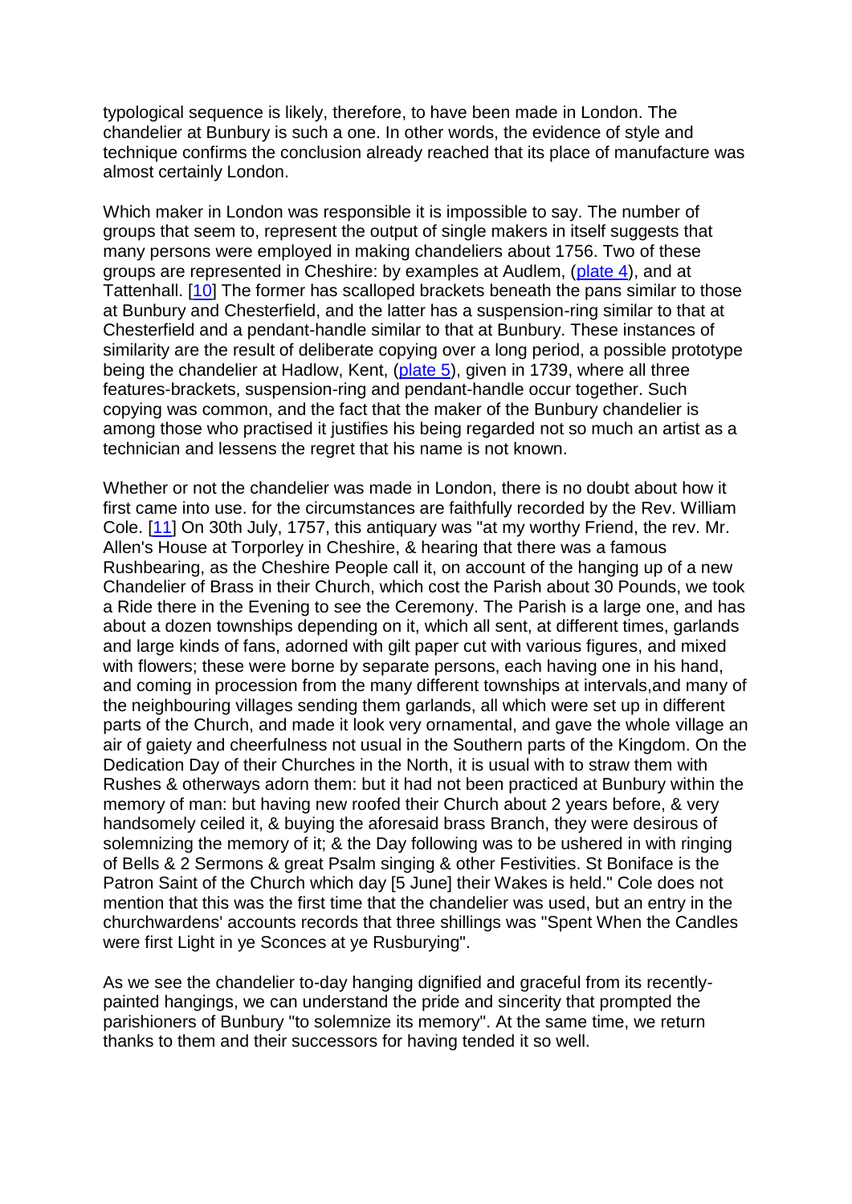typological sequence is likely, therefore, to have been made in London. The chandelier at Bunbury is such a one. In other words, the evidence of style and technique confirms the conclusion already reached that its place of manufacture was almost certainly London.

Which maker in London was responsible it is impossible to say. The number of groups that seem to, represent the output of single makers in itself suggests that many persons were employed in making chandeliers about 1756. Two of these groups are represented in Cheshire: by examples at Audlem, (plate 4), and at Tattenhall. [10] The former has scalloped brackets beneath the pans similar to those at Bunbury and Chesterfield, and the latter has a suspension-ring similar to that at Chesterfield and a pendant-handle similar to that at Bunbury. These instances of similarity are the result of deliberate copying over a long period, a possible prototype being the chandelier at Hadlow, Kent, (plate 5), given in 1739, where all three features-brackets, suspension-ring and pendant-handle occur together. Such copying was common, and the fact that the maker of the Bunbury chandelier is among those who practised it justifies his being regarded not so much an artist as a technician and lessens the regret that his name is not known.

Whether or not the chandelier was made in London, there is no doubt about how it first came into use. for the circumstances are faithfully recorded by the Rev. William Cole. [11] On 30th July, 1757, this antiquary was "at my worthy Friend, the rev. Mr. Allen's House at Torporley in Cheshire, & hearing that there was a famous Rushbearing, as the Cheshire People call it, on account of the hanging up of a new Chandelier of Brass in their Church, which cost the Parish about 30 Pounds, we took a Ride there in the Evening to see the Ceremony. The Parish is a large one, and has about a dozen townships depending on it, which all sent, at different times, garlands and large kinds of fans, adorned with gilt paper cut with various figures, and mixed with flowers; these were borne by separate persons, each having one in his hand, and coming in procession from the many different townships at intervals,and many of the neighbouring villages sending them garlands, all which were set up in different parts of the Church, and made it look very ornamental, and gave the whole village an air of gaiety and cheerfulness not usual in the Southern parts of the Kingdom. On the Dedication Day of their Churches in the North, it is usual with to straw them with Rushes & otherways adorn them: but it had not been practiced at Bunbury within the memory of man: but having new roofed their Church about 2 years before, & very handsomely ceiled it, & buying the aforesaid brass Branch, they were desirous of solemnizing the memory of it; & the Day following was to be ushered in with ringing of Bells & 2 Sermons & great Psalm singing & other Festivities. St Boniface is the Patron Saint of the Church which day [5 June] their Wakes is held." Cole does not mention that this was the first time that the chandelier was used, but an entry in the churchwardens' accounts records that three shillings was "Spent When the Candles were first Light in ye Sconces at ye Rusburying".

As we see the chandelier to-day hanging dignified and graceful from its recently-painted hangings, we can understand the pride and sincerity that prompted the parishioners of Bunbury "to solemnize its memory". At the same time, we return thanks to them and their successors for having tended it so well.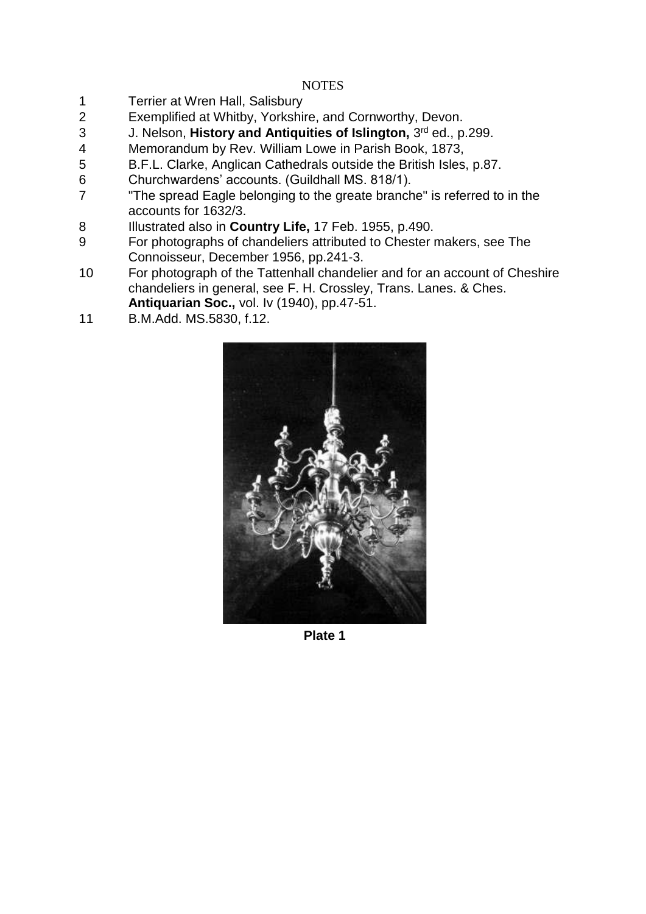NOTES

1. Terrier at Wren Hall, Salisbury
2. Exemplified at Whitby, Yorkshire, and Cornworthy, Devon.
3. J. Nelson, **History and Antiquities of Islington,** 3rd ed., p.299.
4. Memorandum by Rev. William Lowe in Parish Book, 1873,
5. B.F.L. Clarke, Anglican Cathedrals outside the British Isles, p.87.
6. Churchwardens' accounts. (Guildhall MS. 818/1).
7. "The spread Eagle belonging to the greate branche" is referred to in the accounts for 1632/3.
8. Illustrated also in **Country Life,** 17 Feb. 1955, p.490.
9. For photographs of chandeliers attributed to Chester makers, see The Connoisseur, December 1956, pp.241-3.
10. For photograph of the Tattenhall chandelier and for an account of Cheshire chandeliers in general, see F. H. Crossley, Trans. Lanes. & Ches. **Antiquarian Soc.,** vol. lv (1940), pp.47-51.
11. B.M.Add. MS.5830, f.12.

**Plate 1**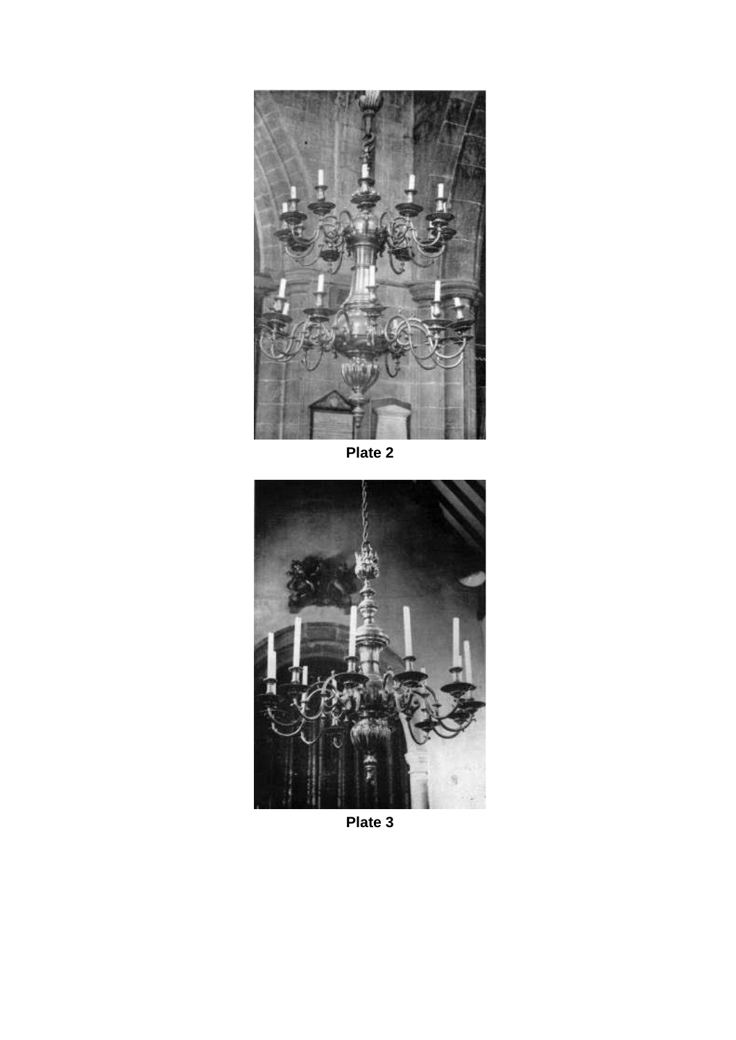**Plate 2**

**Plate 3**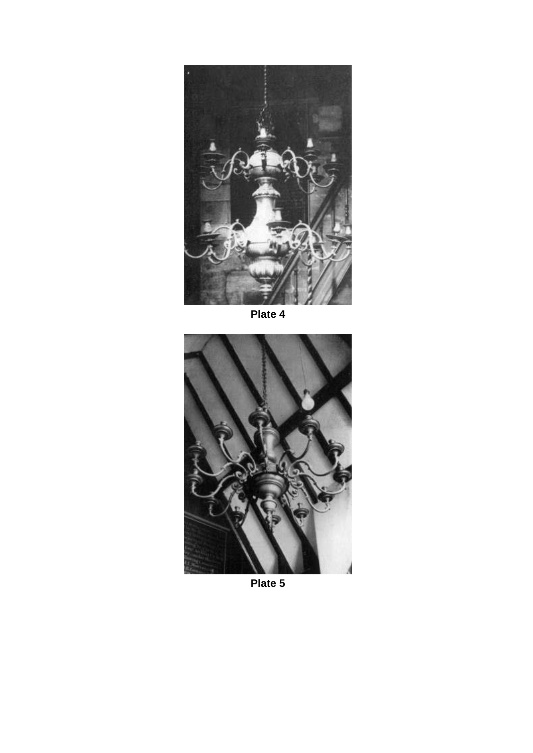Plate 4

Plate 5